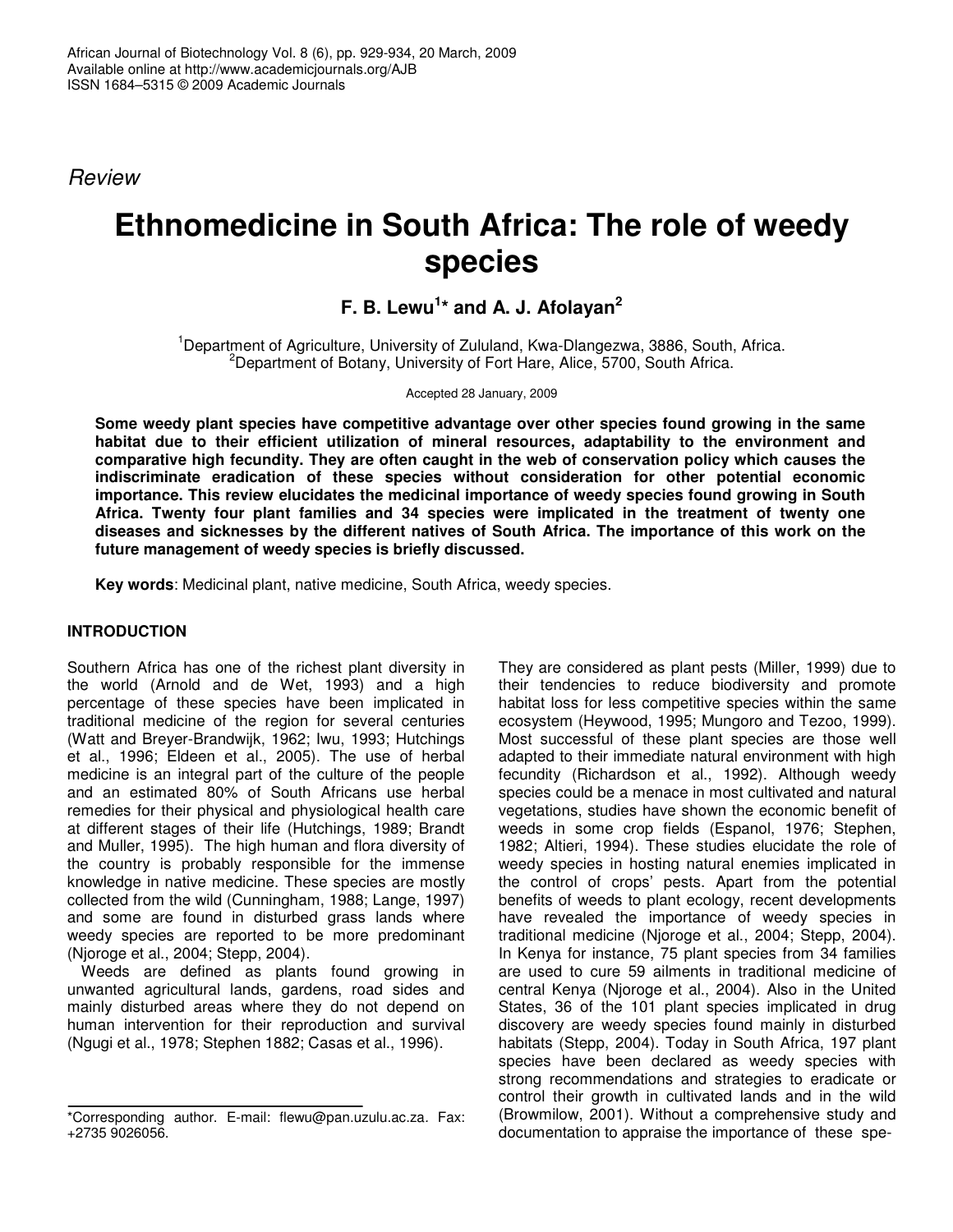*Review*

# Ethnomedicine in South Africa: The role of weedy species

**F. B. Lewu[1]* and A. J. Afolayan[2]**

[1]Department of Agriculture, University of Zululand, Kwa-Dlangezwa, 3886, South, Africa.
[2]Department of Botany, University of Fort Hare, Alice, 5700, South Africa.

Accepted 28 January, 2009

**Some weedy plant species have competitive advantage over other species found growing in the same habitat due to their efficient utilization of mineral resources, adaptability to the environment and comparative high fecundity. They are often caught in the web of conservation policy which causes the indiscriminate eradication of these species without consideration for other potential economic importance. This review elucidates the medicinal importance of weedy species found growing in South Africa. Twenty four plant families and 34 species were implicated in the treatment of twenty one diseases and sicknesses by the different natives of South Africa. The importance of this work on the future management of weedy species is briefly discussed.**

**Key words**: Medicinal plant, native medicine, South Africa, weedy species.

## INTRODUCTION

Southern Africa has one of the richest plant diversity in the world (Arnold and de Wet, 1993) and a high percentage of these species have been implicated in traditional medicine of the region for several centuries (Watt and Breyer-Brandwijk, 1962; Iwu, 1993; Hutchings et al., 1996; Eldeen et al., 2005). The use of herbal medicine is an integral part of the culture of the people and an estimated 80% of South Africans use herbal remedies for their physical and physiological health care at different stages of their life (Hutchings, 1989; Brandt and Muller, 1995). The high human and flora diversity of the country is probably responsible for the immense knowledge in native medicine. These species are mostly collected from the wild (Cunningham, 1988; Lange, 1997) and some are found in disturbed grass lands where weedy species are reported to be more predominant (Njoroge et al., 2004; Stepp, 2004).

Weeds are defined as plants found growing in unwanted agricultural lands, gardens, road sides and mainly disturbed areas where they do not depend on human intervention for their reproduction and survival (Ngugi et al., 1978; Stephen 1882; Casas et al., 1996). They are considered as plant pests (Miller, 1999) due to their tendencies to reduce biodiversity and promote habitat loss for less competitive species within the same ecosystem (Heywood, 1995; Mungoro and Tezoo, 1999). Most successful of these plant species are those well adapted to their immediate natural environment with high fecundity (Richardson et al., 1992). Although weedy species could be a menace in most cultivated and natural vegetations, studies have shown the economic benefit of weeds in some crop fields (Espanol, 1976; Stephen, 1982; Altieri, 1994). These studies elucidate the role of weedy species in hosting natural enemies implicated in the control of crops' pests. Apart from the potential benefits of weeds to plant ecology, recent developments have revealed the importance of weedy species in traditional medicine (Njoroge et al., 2004; Stepp, 2004). In Kenya for instance, 75 plant species from 34 families are used to cure 59 ailments in traditional medicine of central Kenya (Njoroge et al., 2004). Also in the United States, 36 of the 101 plant species implicated in drug discovery are weedy species found mainly in disturbed habitats (Stepp, 2004). Today in South Africa, 197 plant species have been declared as weedy species with strong recommendations and strategies to eradicate or control their growth in cultivated lands and in the wild (Browmilow, 2001). Without a comprehensive study and documentation to appraise the importance of these spe-

*Corresponding author. E-mail: flewu@pan.uzulu.ac.za. Fax: +2735 9026056.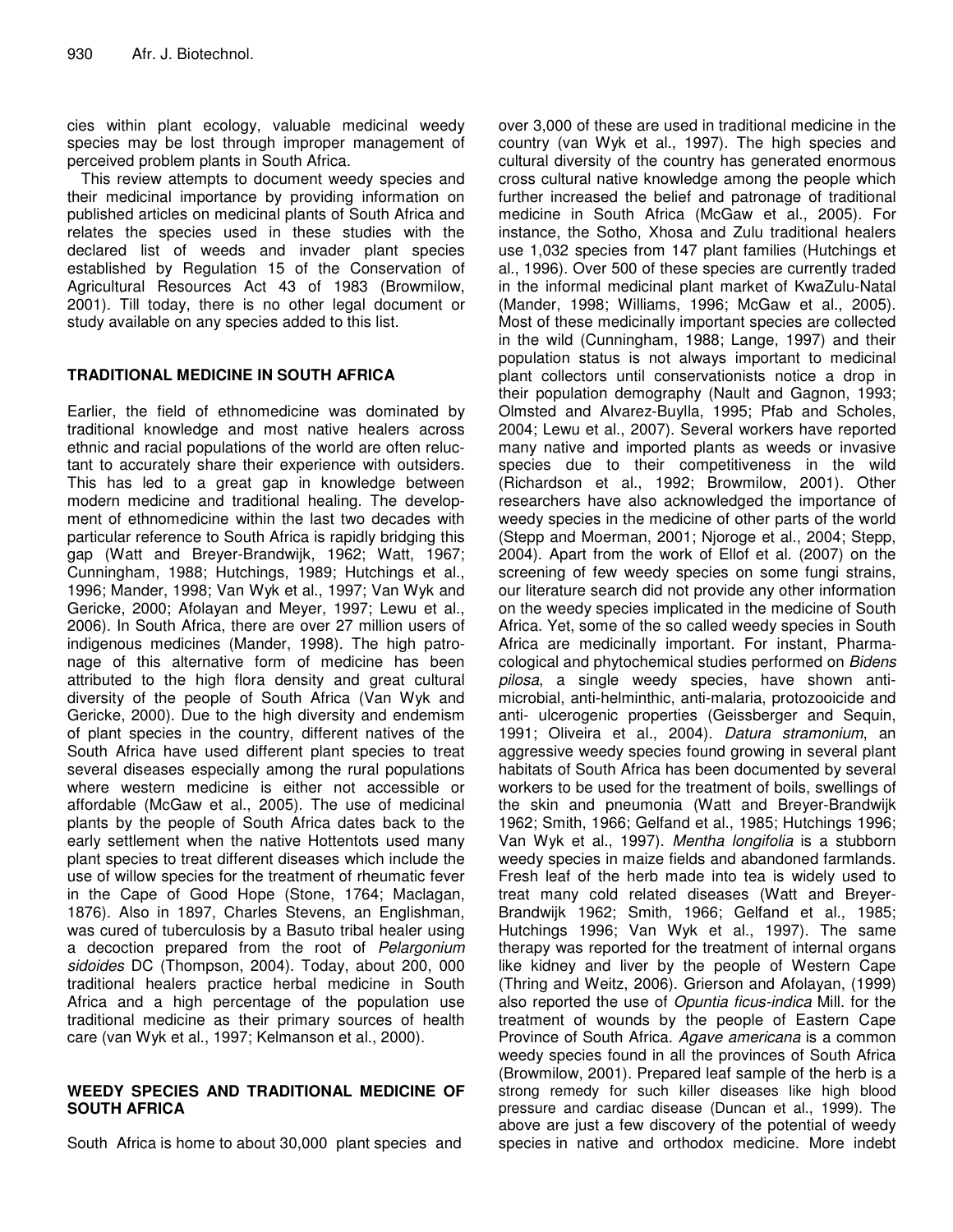cies within plant ecology, valuable medicinal weedy species may be lost through improper management of perceived problem plants in South Africa.

This review attempts to document weedy species and their medicinal importance by providing information on published articles on medicinal plants of South Africa and relates the species used in these studies with the declared list of weeds and invader plant species established by Regulation 15 of the Conservation of Agricultural Resources Act 43 of 1983 (Browmilow, 2001). Till today, there is no other legal document or study available on any species added to this list.

## TRADITIONAL MEDICINE IN SOUTH AFRICA

Earlier, the field of ethnomedicine was dominated by traditional knowledge and most native healers across ethnic and racial populations of the world are often reluctant to accurately share their experience with outsiders. This has led to a great gap in knowledge between modern medicine and traditional healing. The development of ethnomedicine within the last two decades with particular reference to South Africa is rapidly bridging this gap (Watt and Breyer-Brandwijk, 1962; Watt, 1967; Cunningham, 1988; Hutchings, 1989; Hutchings et al., 1996; Mander, 1998; Van Wyk et al., 1997; Van Wyk and Gericke, 2000; Afolayan and Meyer, 1997; Lewu et al., 2006). In South Africa, there are over 27 million users of indigenous medicines (Mander, 1998). The high patronage of this alternative form of medicine has been attributed to the high flora density and great cultural diversity of the people of South Africa (Van Wyk and Gericke, 2000). Due to the high diversity and endemism of plant species in the country, different natives of the South Africa have used different plant species to treat several diseases especially among the rural populations where western medicine is either not accessible or affordable (McGaw et al., 2005). The use of medicinal plants by the people of South Africa dates back to the early settlement when the native Hottentots used many plant species to treat different diseases which include the use of willow species for the treatment of rheumatic fever in the Cape of Good Hope (Stone, 1764; Maclagan, 1876). Also in 1897, Charles Stevens, an Englishman, was cured of tuberculosis by a Basuto tribal healer using a decoction prepared from the root of *Pelargonium sidoides* DC (Thompson, 2004). Today, about 200, 000 traditional healers practice herbal medicine in South Africa and a high percentage of the population use traditional medicine as their primary sources of health care (van Wyk et al., 1997; Kelmanson et al., 2000).

## WEEDY SPECIES AND TRADITIONAL MEDICINE OF SOUTH AFRICA

South Africa is home to about 30,000 plant species and over 3,000 of these are used in traditional medicine in the country (van Wyk et al., 1997). The high species and cultural diversity of the country has generated enormous cross cultural native knowledge among the people which further increased the belief and patronage of traditional medicine in South Africa (McGaw et al., 2005). For instance, the Sotho, Xhosa and Zulu traditional healers use 1,032 species from 147 plant families (Hutchings et al., 1996). Over 500 of these species are currently traded in the informal medicinal plant market of KwaZulu-Natal (Mander, 1998; Williams, 1996; McGaw et al., 2005). Most of these medicinally important species are collected in the wild (Cunningham, 1988; Lange, 1997) and their population status is not always important to medicinal plant collectors until conservationists notice a drop in their population demography (Nault and Gagnon, 1993; Olmsted and Alvarez-Buylla, 1995; Pfab and Scholes, 2004; Lewu et al., 2007). Several workers have reported many native and imported plants as weeds or invasive species due to their competitiveness in the wild (Richardson et al., 1992; Browmilow, 2001). Other researchers have also acknowledged the importance of weedy species in the medicine of other parts of the world (Stepp and Moerman, 2001; Njoroge et al., 2004; Stepp, 2004). Apart from the work of Ellof et al. (2007) on the screening of few weedy species on some fungi strains, our literature search did not provide any other information on the weedy species implicated in the medicine of South Africa. Yet, some of the so called weedy species in South Africa are medicinally important. For instant, Pharmacological and phytochemical studies performed on *Bidens pilosa*, a single weedy species, have shown anti-microbial, anti-helminthic, anti-malaria, protozooicide and anti- ulcerogenic properties (Geissberger and Sequin, 1991; Oliveira et al., 2004). *Datura stramonium*, an aggressive weedy species found growing in several plant habitats of South Africa has been documented by several workers to be used for the treatment of boils, swellings of the skin and pneumonia (Watt and Breyer-Brandwijk 1962; Smith, 1966; Gelfand et al., 1985; Hutchings 1996; Van Wyk et al., 1997). *Mentha longifolia* is a stubborn weedy species in maize fields and abandoned farmlands. Fresh leaf of the herb made into tea is widely used to treat many cold related diseases (Watt and Breyer-Brandwijk 1962; Smith, 1966; Gelfand et al., 1985; Hutchings 1996; Van Wyk et al., 1997). The same therapy was reported for the treatment of internal organs like kidney and liver by the people of Western Cape (Thring and Weitz, 2006). Grierson and Afolayan, (1999) also reported the use of *Opuntia ficus-indica* Mill. for the treatment of wounds by the people of Eastern Cape Province of South Africa. *Agave americana* is a common weedy species found in all the provinces of South Africa (Browmilow, 2001). Prepared leaf sample of the herb is a strong remedy for such killer diseases like high blood pressure and cardiac disease (Duncan et al., 1999). The above are just a few discovery of the potential of weedy species in native and orthodox medicine. More indebt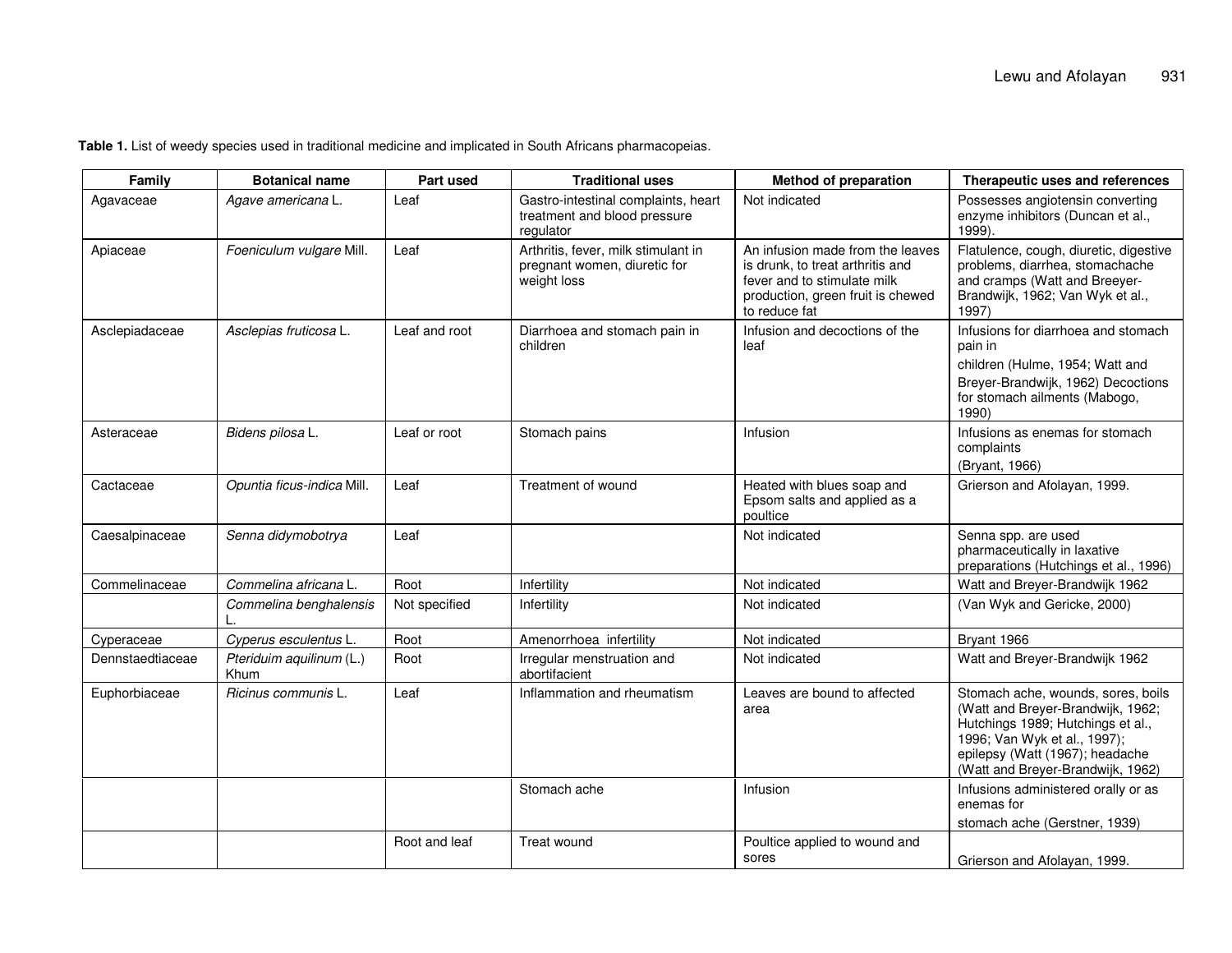**Table 1.** List of weedy species used in traditional medicine and implicated in South Africans pharmacopeias.

| Family | Botanical name | Part used | Traditional uses | Method of preparation | Therapeutic uses and references |
|---|---|---|---|---|---|
| Agavaceae | *Agave americana* L. | Leaf | Gastro-intestinal complaints, heart treatment and blood pressure regulator | Not indicated | Possesses angiotensin converting enzyme inhibitors (Duncan et al., 1999). |
| Apiaceae | *Foeniculum vulgare* Mill. | Leaf | Arthritis, fever, milk stimulant in pregnant women, diuretic for weight loss | An infusion made from the leaves is drunk, to treat arthritis and fever and to stimulate milk production, green fruit is chewed to reduce fat | Flatulence, cough, diuretic, digestive problems, diarrhea, stomachache and cramps (Watt and Breeyer-Brandwijk, 1962; Van Wyk et al., 1997) |
| Asclepiadaceae | *Asclepias fruticosa* L. | Leaf and root | Diarrhoea and stomach pain in children | Infusion and decoctions of the leaf | Infusions for diarrhoea and stomach pain in children (Hulme, 1954; Watt and Breyer-Brandwijk, 1962) Decoctions for stomach ailments (Mabogo, 1990) |
| Asteraceae | *Bidens pilosa* L. | Leaf or root | Stomach pains | Infusion | Infusions as enemas for stomach complaints (Bryant, 1966) |
| Cactaceae | *Opuntia ficus-indica* Mill. | Leaf | Treatment of wound | Heated with blues soap and Epsom salts and applied as a poultice | Grierson and Afolayan, 1999. |
| Caesalpinaceae | *Senna didymobotrya* | Leaf | | Not indicated | Senna spp. are used pharmaceutically in laxative preparations (Hutchings et al., 1996) |
| Commelinaceae | *Commelina africana* L. | Root | Infertility | Not indicated | Watt and Breyer-Brandwijk 1962 |
| | *Commelina benghalensis* L. | Not specified | Infertility | Not indicated | (Van Wyk and Gericke, 2000) |
| Cyperaceae | *Cyperus esculentus* L. | Root | Amenorrhoea infertility | Not indicated | Bryant 1966 |
| Dennstaedtiaceae | *Pteriduim aquilinum* (L.) Khum | Root | Irregular menstruation and abortifacient | Not indicated | Watt and Breyer-Brandwijk 1962 |
| Euphorbiaceae | *Ricinus communis* L. | Leaf | Inflammation and rheumatism | Leaves are bound to affected area | Stomach ache, wounds, sores, boils (Watt and Breyer-Brandwijk, 1962; Hutchings 1989; Hutchings et al., 1996; Van Wyk et al., 1997); epilepsy (Watt (1967); headache (Watt and Breyer-Brandwijk, 1962) |
| | | | Stomach ache | Infusion | Infusions administered orally or as enemas for stomach ache (Gerstner, 1939) |
| | | Root and leaf | Treat wound | Poultice applied to wound and sores | Grierson and Afolayan, 1999. |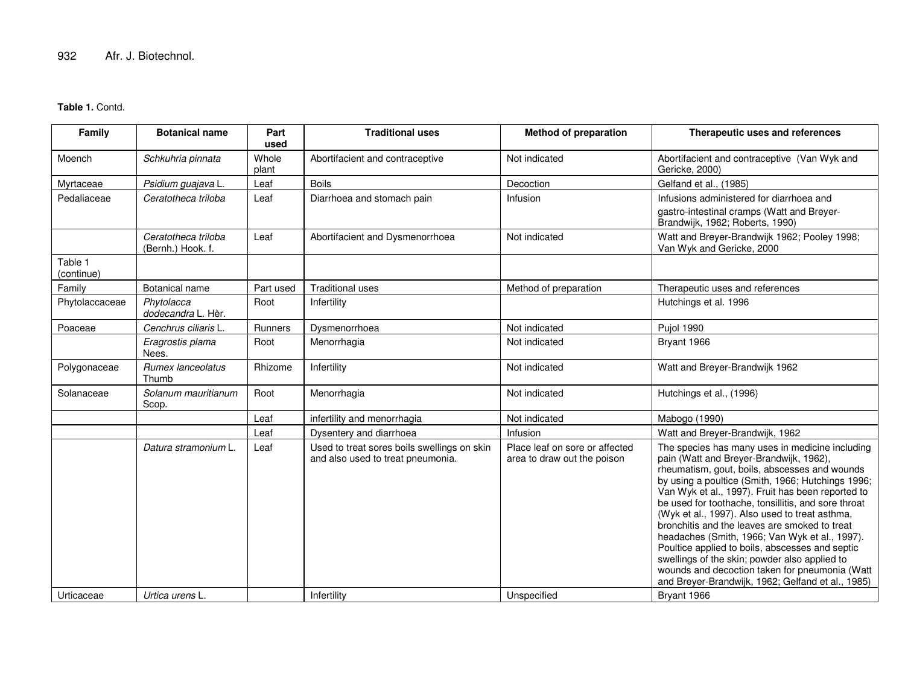**Table 1.** Contd.

| Family | Botanical name | Part used | Traditional uses | Method of preparation | Therapeutic uses and references |
|---|---|---|---|---|---|
| Moench | *Schkuhria pinnata* | Whole plant | Abortifacient and contraceptive | Not indicated | Abortifacient and contraceptive (Van Wyk and Gericke, 2000) |
| Myrtaceae | *Psidium guajava* L. | Leaf | Boils | Decoction | Gelfand et al., (1985) |
| Pedaliaceae | *Ceratotheca triloba* | Leaf | Diarrhoea and stomach pain | Infusion | Infusions administered for diarrhoea and gastro-intestinal cramps (Watt and Breyer-Brandwijk, 1962; Roberts, 1990) |
| | *Ceratotheca triloba* (Bernh.) Hook. f. | Leaf | Abortifacient and Dysmenorrhoea | Not indicated | Watt and Breyer-Brandwijk 1962; Pooley 1998; Van Wyk and Gericke, 2000 |
| Table 1 (continue) | | | | | |
| Family | Botanical name | Part used | Traditional uses | Method of preparation | Therapeutic uses and references |
| Phytolaccaceae | *Phytolacca dodecandra* L. Hèr. | Root | Infertility | | Hutchings et al. 1996 |
| Poaceae | *Cenchrus ciliaris* L. | Runners | Dysmenorrhoea | Not indicated | Pujol 1990 |
| | *Eragrostis plama* Nees. | Root | Menorrhagia | Not indicated | Bryant 1966 |
| Polygonaceae | *Rumex lanceolatus* Thumb | Rhizome | Infertility | Not indicated | Watt and Breyer-Brandwijk 1962 |
| Solanaceae | *Solanum mauritianum* Scop. | Root | Menorrhagia | Not indicated | Hutchings et al., (1996) |
| | | Leaf | infertility and menorrhagia | Not indicated | Mabogo (1990) |
| | | Leaf | Dysentery and diarrhoea | Infusion | Watt and Breyer-Brandwijk, 1962 |
| | *Datura stramonium* L. | Leaf | Used to treat sores boils swellings on skin and also used to treat pneumonia. | Place leaf on sore or affected area to draw out the poison | The species has many uses in medicine including pain (Watt and Breyer-Brandwijk, 1962), rheumatism, gout, boils, abscesses and wounds by using a poultice (Smith, 1966; Hutchings 1996; Van Wyk et al., 1997). Fruit has been reported to be used for toothache, tonsillitis, and sore throat (Wyk et al., 1997). Also used to treat asthma, bronchitis and the leaves are smoked to treat headaches (Smith, 1966; Van Wyk et al., 1997). Poultice applied to boils, abscesses and septic swellings of the skin; powder also applied to wounds and decoction taken for pneumonia (Watt and Breyer-Brandwijk, 1962; Gelfand et al., 1985) |
| Urticaceae | *Urtica urens* L. | | Infertility | Unspecified | Bryant 1966 |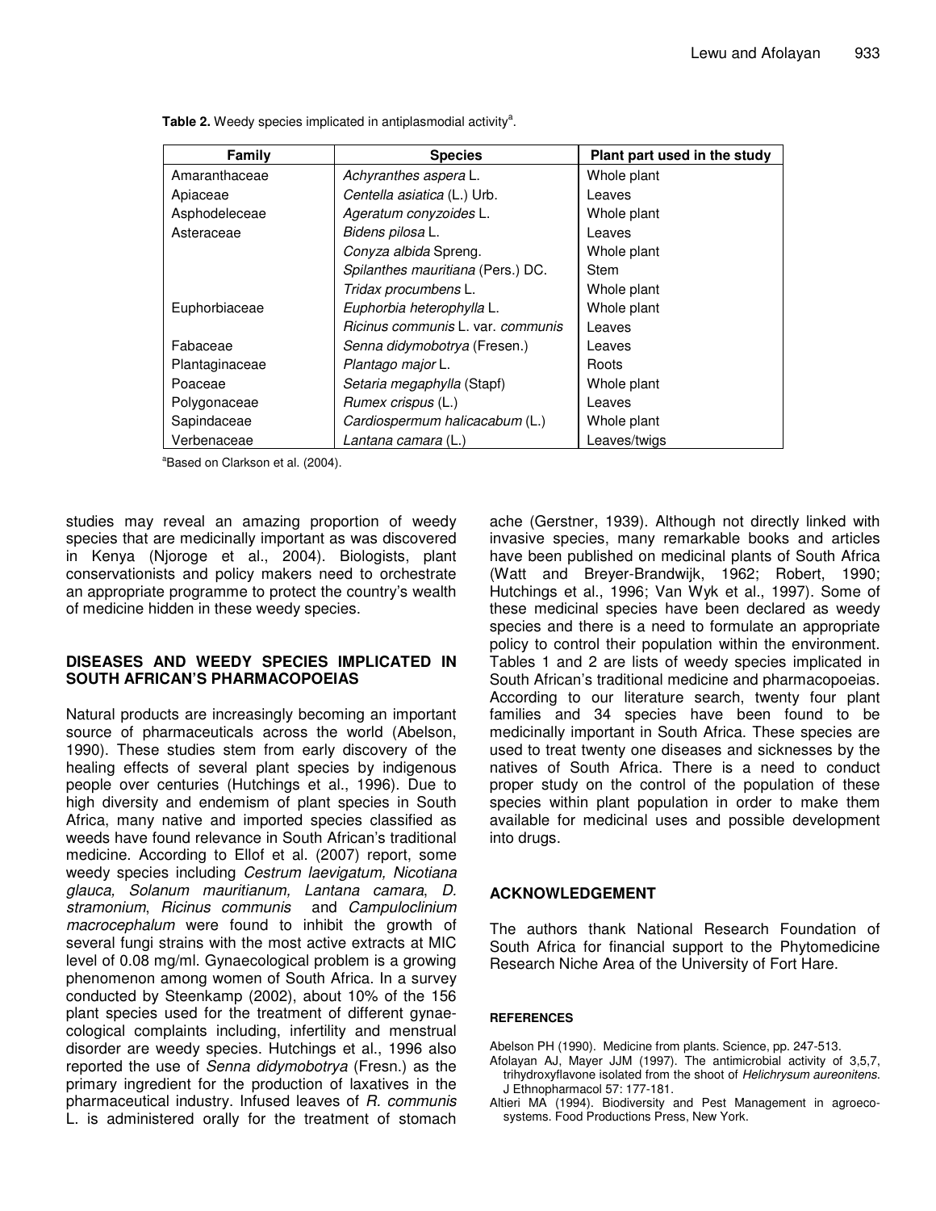**Table 2.** Weedy species implicated in antiplasmodial activity[a].

| Family | Species | Plant part used in the study |
|---|---|---|
| Amaranthaceae | *Achyranthes aspera* L. | Whole plant |
| Apiaceae | *Centella asiatica* (L.) Urb. | Leaves |
| Asphodeleceae | *Ageratum conyzoides* L. | Whole plant |
| Asteraceae | *Bidens pilosa* L. | Leaves |
| | *Conyza albida* Spreng. | Whole plant |
| | *Spilanthes mauritiana* (Pers.) DC. | Stem |
| | *Tridax procumbens* L. | Whole plant |
| Euphorbiaceae | *Euphorbia heterophylla* L. | Whole plant |
| | *Ricinus communis* L. var. *communis* | Leaves |
| Fabaceae | *Senna didymobotrya* (Fresen.) | Leaves |
| Plantaginaceae | *Plantago major* L. | Roots |
| Poaceae | *Setaria megaphylla* (Stapf) | Whole plant |
| Polygonaceae | *Rumex crispus* (L.) | Leaves |
| Sapindaceae | *Cardiospermum halicacabum* (L.) | Whole plant |
| Verbenaceae | *Lantana camara* (L.) | Leaves/twigs |

[a]Based on Clarkson et al. (2004).

studies may reveal an amazing proportion of weedy species that are medicinally important as was discovered in Kenya (Njoroge et al., 2004). Biologists, plant conservationists and policy makers need to orchestrate an appropriate programme to protect the country's wealth of medicine hidden in these weedy species.

## DISEASES AND WEEDY SPECIES IMPLICATED IN SOUTH AFRICAN'S PHARMACOPOEIAS

Natural products are increasingly becoming an important source of pharmaceuticals across the world (Abelson, 1990). These studies stem from early discovery of the healing effects of several plant species by indigenous people over centuries (Hutchings et al., 1996). Due to high diversity and endemism of plant species in South Africa, many native and imported species classified as weeds have found relevance in South African's traditional medicine. According to Ellof et al. (2007) report, some weedy species including *Cestrum laevigatum, Nicotiana glauca, Solanum mauritianum, Lantana camara*, *D. stramonium*, *Ricinus communis* and *Campuloclinium macrocephalum* were found to inhibit the growth of several fungi strains with the most active extracts at MIC level of 0.08 mg/ml. Gynaecological problem is a growing phenomenon among women of South Africa. In a survey conducted by Steenkamp (2002), about 10% of the 156 plant species used for the treatment of different gynaecological complaints including, infertility and menstrual disorder are weedy species. Hutchings et al., 1996 also reported the use of *Senna didymobotrya* (Fresn.) as the primary ingredient for the production of laxatives in the pharmaceutical industry. Infused leaves of *R. communis* L. is administered orally for the treatment of stomach ache (Gerstner, 1939). Although not directly linked with invasive species, many remarkable books and articles have been published on medicinal plants of South Africa (Watt and Breyer-Brandwijk, 1962; Robert, 1990; Hutchings et al., 1996; Van Wyk et al., 1997). Some of these medicinal species have been declared as weedy species and there is a need to formulate an appropriate policy to control their population within the environment. Tables 1 and 2 are lists of weedy species implicated in South African's traditional medicine and pharmacopoeias. According to our literature search, twenty four plant families and 34 species have been found to be medicinally important in South Africa. These species are used to treat twenty one diseases and sicknesses by the natives of South Africa. There is a need to conduct proper study on the control of the population of these species within plant population in order to make them available for medicinal uses and possible development into drugs.

## ACKNOWLEDGEMENT

The authors thank National Research Foundation of South Africa for financial support to the Phytomedicine Research Niche Area of the University of Fort Hare.

### REFERENCES

Abelson PH (1990). Medicine from plants. Science, pp. 247-513.

Afolayan AJ, Mayer JJM (1997). The antimicrobial activity of 3,5,7, trihydroxyflavone isolated from the shoot of *Helichrysum aureonitens*. J Ethnopharmacol 57: 177-181.

Altieri MA (1994). Biodiversity and Pest Management in agroecosystems. Food Productions Press, New York.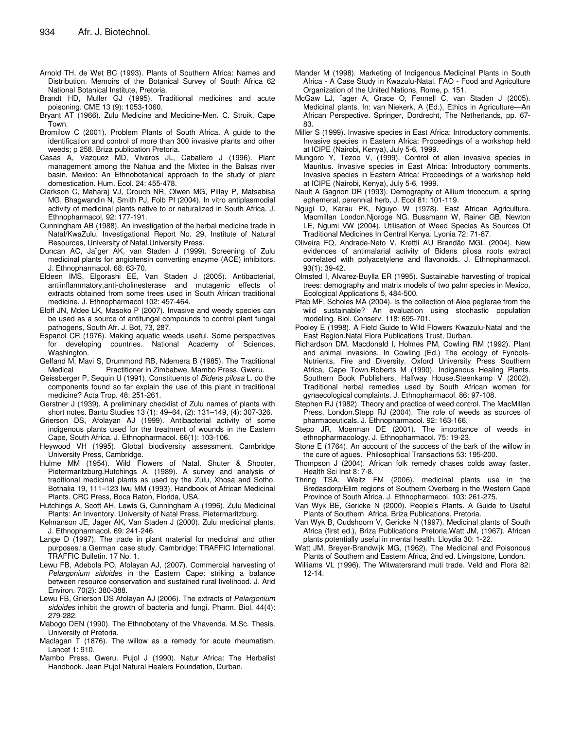Arnold TH, de Wet BC (1993). Plants of Southern Africa: Names and Distribution. Memoirs of the Botanical Survey of South Africa 62 National Botanical Institute, Pretoria.

Brandt HD, Muller GJ (1995). Traditional medicines and acute poisoning. CME 13 (9): 1053-1060.

Bryant AT (1966). Zulu Medicine and Medicine-Men. C. Struik, Cape Town.

Bromilow C (2001). Problem Plants of South Africa. A guide to the identification and control of more than 300 invasive plants and other weeds; p 258. Briza publication Pretoria.

Casas A, Vazquez MD, Viveros JL, Caballero J (1996). Plant management among the Nahua and the Mixtec in the Balsas river basin, Mexico: An Ethnobotanical approach to the study of plant domestication. Hum. Ecol. 24: 455-478.

Clarkson C, Maharaj VJ, Crouch NR, Olwen MG, Pillay P, Matsabisa MG, Bhagwandin N, Smith PJ, Folb PI (2004). In vitro antiplasmodial activity of medicinal plants native to or naturalized in South Africa. J. Ethnopharmacol, 92: 177-191.

Cunningham AB (1988). An investigation of the herbal medicine trade in Natal/KwaZulu. Investigational Report No. 29, Institute of Natural Resources, University of Natal.University Press.

Duncan AC, Ja¨ger AK, van Staden J (1999). Screening of Zulu medicinal plants for angiotensin converting enzyme (ACE) inhibitors. J. Ethnopharmacol. 68: 63-70.

Eldeen IMS, Elgorashi EE, Van Staden J (2005). Antibacterial, antiinflammatory,anti-cholinesterase and mutagenic effects of extracts obtained from some trees used in South African traditional medicine. J. Ethnopharmacol 102: 457-464.

Eloff JN, Mdee LK, Masoko P (2007). Invasive and weedy species can be used as a source of antifungal compounds to control plant fungal pathogens, South Afr. J. Bot, 73, 287.

Espanol CR (1976). Making aquatic weeds useful. Some perspectives for developing countries. National Academy of Sciences, Washington.

Gelfand M, Mavi S, Drummond RB, Ndemera B (1985). The Traditional Medical Practitioner in Zimbabwe. Mambo Press, Gweru.

Geissberger P, Sequin U (1991). Constituents of *Bidens pilosa* L. do the components found so far explain the use of this plant in traditional medicine? Acta Trop. 48: 251-261.

Gerstner J (1939). A preliminary checklist of Zulu names of plants with short notes. Bantu Studies 13 (1): 49–64, (2): 131–149, (4): 307-326.

Grierson DS, Afolayan AJ (1999). Antibacterial activity of some indigenous plants used for the treatment of wounds in the Eastern Cape, South Africa. J. Ethnopharmacol. 66(1): 103-106.

Heywood VH (1995). Global biodiversity assessment. Cambridge University Press, Cambridge.

Hulme MM (1954). Wild Flowers of Natal. Shuter & Shooter, Pietermaritzburg.Hutchings A. (1989). A survey and analysis of traditional medicinal plants as used by the Zulu, Xhosa and Sotho. Bothalia 19, 111–123 Iwu MM (1993). Handbook of African Medicinal Plants. CRC Press, Boca Raton, Florida, USA.

Hutchings A, Scott AH, Lewis G, Cunningham A (1996). Zulu Medicinal Plants: An Inventory. University of Natal Press, Pietermaritzburg.

Kelmanson JE, Jager AK, Van Staden J (2000). Zulu medicinal plants. J. Ethnopharmacol. 69: 241-246.

Lange D (1997). The trade in plant material for medicinal and other purposes: a German case study. Cambridge: TRAFFIC International. TRAFFIC Bulletin. 17 No. 1.

Lewu FB, Adebola PO, Afolayan AJ, (2007). Commercial harvesting of *Pelargonium sidoides* in the Eastern Cape: striking a balance between resource conservation and sustained rural livelihood. J. Arid Environ. 70(2): 380-388.

Lewu FB, Grierson DS Afolayan AJ (2006). The extracts of *Pelargonium sidoides* inhibit the growth of bacteria and fungi. Pharm. Biol. 44(4): 279-282.

Mabogo DEN (1990). The Ethnobotany of the Vhavenda. M.Sc. Thesis. University of Pretoria.

Maclagan T (1876). The willow as a remedy for acute rheumatism. Lancet 1: 910.

Mambo Press, Gweru. Pujol J (1990). Natur Africa: The Herbalist Handbook. Jean Pujol Natural Healers Foundation, Durban.

Mander M (1998). Marketing of Indigenous Medicinal Plants in South Africa - A Case Study in Kwazulu-Natal. FAO - Food and Agriculture Organization of the United Nations, Rome, p. 151.

McGaw LJ, ¨ager A, Grace O, Fennell C, van Staden J (2005). Medicinal plants. In: van Niekerk, A (Ed.), Ethics in Agriculture—An African Perspective. Springer, Dordrecht, The Netherlands, pp. 67-83.

Miller S (1999). Invasive species in East Africa: Introductory comments. Invasive species in Eastern Africa: Proceedings of a workshop held at ICIPE (Nairobi, Kenya), July 5-6, 1999.

Mungoro Y, Tezoo V, (1999). Control of alien invasive species in Mauritus. Invasive species in East Africa: Introductory comments. Invasive species in Eastern Africa: Proceedings of a workshop held at ICIPE (Nairobi, Kenya), July 5-6, 1999.

Nault A Gagnon DR (1993). Demography of Allium tricoccum, a spring ephemeral, perennial herb, J. Ecol 81: 101-119.

Ngugi D, Karau PK, Nguyo W (1978). East African Agriculture. Macmillan London.Njoroge NG, Bussmann W, Rainer GB, Newton LE, Ngumi VW (2004). Utilisation of Weed Species As Sources Of Traditional Medicines In Central Kenya. Lyonia 72: 71-87.

Oliveira FQ, Andrade-Neto V, Krettli AU Brandão MGL (2004). New evidences of antimalarial activity of Bidens pilosa roots extract correlated with polyacetylene and flavonoids. J. Ethnopharmacol. 93(1): 39-42.

Olmsted I, Alvarez-Buylla ER (1995). Sustainable harvesting of tropical trees: demography and matrix models of two palm species in Mexico, Ecological Applications 5, 484-500.

Pfab MF, Scholes MA (2004). Is the collection of Aloe peglerae from the wild sustainable? An evaluation using stochastic population modeling. Biol. Conserv. 118: 695-701.

Pooley E (1998). A Field Guide to Wild Flowers Kwazulu-Natal and the East Region.Natal Flora Publications Trust, Durban.

Richardson DM, Macdonald I, Holmes PM, Cowling RM (1992). Plant and animal invasions. In Cowling (Ed.) The ecology of Fynbols-Nutrients, Fire and Diversity. Oxford University Press Southern Africa, Cape Town.Roberts M (1990). Indigenous Healing Plants. Southern Book Publishers, Halfway House.Steenkamp V (2002). Traditional herbal remedies used by South African women for gynaecological complaints. J. Ethnopharmacol. 86: 97-108.

Stephen RJ (1982). Theory and practice of weed control. The MacMillan Press, London.Stepp RJ (2004). The role of weeds as sources of pharmaceuticals. J. Ethnopharmacol. 92: 163-166.

Stepp JR, Moerman DE (2001). The importance of weeds in ethnopharmacology. J. Ethnopharmacol. 75: 19-23.

Stone E (1764). An account of the success of the bark of the willow in the cure of agues. Philosophical Transactions 53: 195-200.

Thompson J (2004). African folk remedy chases colds away faster. Health Sci Inst 8: 7-8.

Thring TSA, Weitz FM (2006). medicinal plants use in the Bredasdorp/Elim regions of Southern Overberg in the Western Cape Province of South Africa. J. Ethnopharmacol. 103: 261-275.

Van Wyk BE, Gericke N (2000). People's Plants. A Guide to Useful Plants of Southern Africa. Briza Publications, Pretoria.

Van Wyk B, Oudshoorn V, Gericke N (1997). Medicinal plants of South Africa (first ed.), Briza Publications Pretoria.Watt JM, (1967). African plants potentially useful in mental health. Lloydia 30: 1-22.

Watt JM, Breyer-Brandwijk MG, (1962). The Medicinal and Poisonous Plants of Southern and Eastern Africa, 2nd ed. Livingstone, London.

Williams VL (1996). The Witwatersrand muti trade. Veld and Flora 82: 12-14.